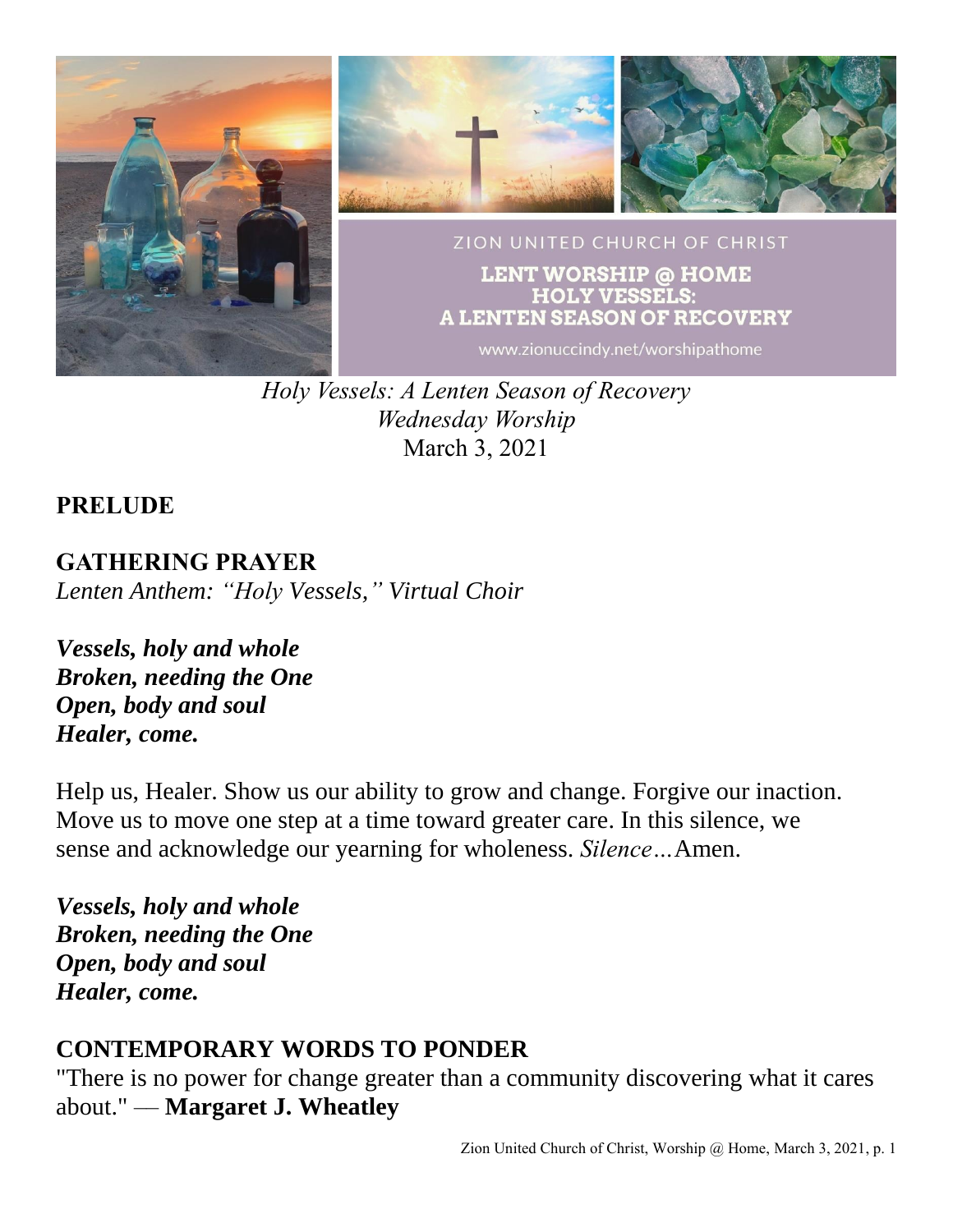ZION UNITED CHURCH OF CHRIST

**LENT WORSHIP @ HOME**
**HOLY VESSELS:**
**A LENTEN SEASON OF RECOVERY**

www.zionuccindy.net/worshipathome

*Holy Vessels: A Lenten Season of Recovery*
*Wednesday Worship*
March 3, 2021

## PRELUDE

## GATHERING PRAYER

*Lenten Anthem: "Holy Vessels," Virtual Choir*

***Vessels, holy and whole***
***Broken, needing the One***
***Open, body and soul***
***Healer, come.***

Help us, Healer. Show us our ability to grow and change. Forgive our inaction. Move us to move one step at a time toward greater care. In this silence, we sense and acknowledge our yearning for wholeness. *Silence…*Amen.

***Vessels, holy and whole***
***Broken, needing the One***
***Open, body and soul***
***Healer, come.***

## CONTEMPORARY WORDS TO PONDER

"There is no power for change greater than a community discovering what it cares about." — **Margaret J. Wheatley**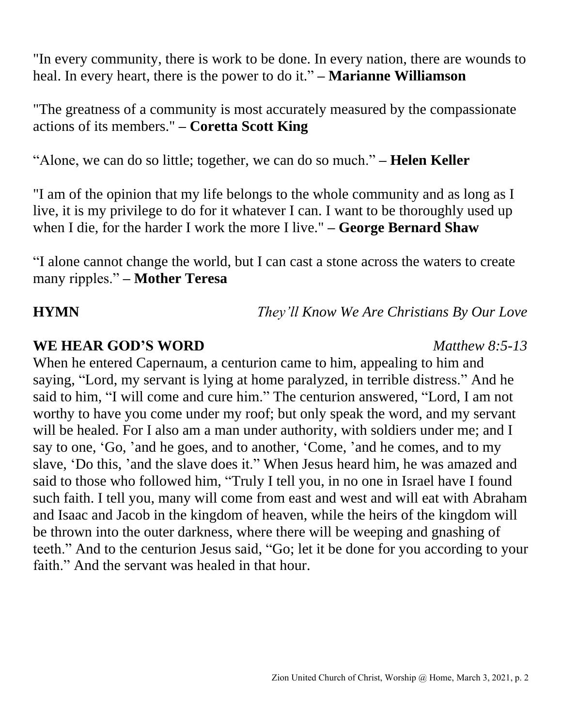"In every community, there is work to be done. In every nation, there are wounds to heal. In every heart, there is the power to do it." **– Marianne Williamson**

"The greatness of a community is most accurately measured by the compassionate actions of its members." **– Coretta Scott King**

"Alone, we can do so little; together, we can do so much." **– Helen Keller**

"I am of the opinion that my life belongs to the whole community and as long as I live, it is my privilege to do for it whatever I can. I want to be thoroughly used up when I die, for the harder I work the more I live." **– George Bernard Shaw**

"I alone cannot change the world, but I can cast a stone across the waters to create many ripples." **– Mother Teresa**

**HYMN** *They'll Know We Are Christians By Our Love*

**WE HEAR GOD'S WORD** *Matthew 8:5-13*

When he entered Capernaum, a centurion came to him, appealing to him and saying, "Lord, my servant is lying at home paralyzed, in terrible distress." And he said to him, "I will come and cure him." The centurion answered, "Lord, I am not worthy to have you come under my roof; but only speak the word, and my servant will be healed. For I also am a man under authority, with soldiers under me; and I say to one, 'Go, 'and he goes, and to another, 'Come, 'and he comes, and to my slave, 'Do this, 'and the slave does it." When Jesus heard him, he was amazed and said to those who followed him, "Truly I tell you, in no one in Israel have I found such faith. I tell you, many will come from east and west and will eat with Abraham and Isaac and Jacob in the kingdom of heaven, while the heirs of the kingdom will be thrown into the outer darkness, where there will be weeping and gnashing of teeth." And to the centurion Jesus said, "Go; let it be done for you according to your faith." And the servant was healed in that hour.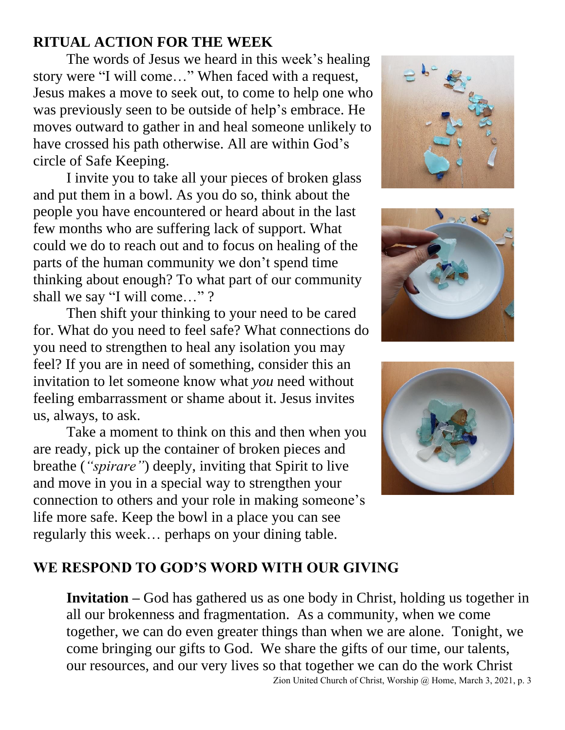## RITUAL ACTION FOR THE WEEK

The words of Jesus we heard in this week's healing story were "I will come…" When faced with a request, Jesus makes a move to seek out, to come to help one who was previously seen to be outside of help's embrace. He moves outward to gather in and heal someone unlikely to have crossed his path otherwise. All are within God's circle of Safe Keeping.

I invite you to take all your pieces of broken glass and put them in a bowl. As you do so, think about the people you have encountered or heard about in the last few months who are suffering lack of support. What could we do to reach out and to focus on healing of the parts of the human community we don't spend time thinking about enough? To what part of our community shall we say "I will come…" ?

Then shift your thinking to your need to be cared for. What do you need to feel safe? What connections do you need to strengthen to heal any isolation you may feel? If you are in need of something, consider this an invitation to let someone know what *you* need without feeling embarrassment or shame about it. Jesus invites us, always, to ask.

Take a moment to think on this and then when you are ready, pick up the container of broken pieces and breathe (*"spirare"*) deeply, inviting that Spirit to live and move in you in a special way to strengthen your connection to others and your role in making someone's life more safe. Keep the bowl in a place you can see regularly this week… perhaps on your dining table.

## WE RESPOND TO GOD'S WORD WITH OUR GIVING

**Invitation –** God has gathered us as one body in Christ, holding us together in all our brokenness and fragmentation. As a community, when we come together, we can do even greater things than when we are alone. Tonight, we come bringing our gifts to God. We share the gifts of our time, our talents, our resources, and our very lives so that together we can do the work Christ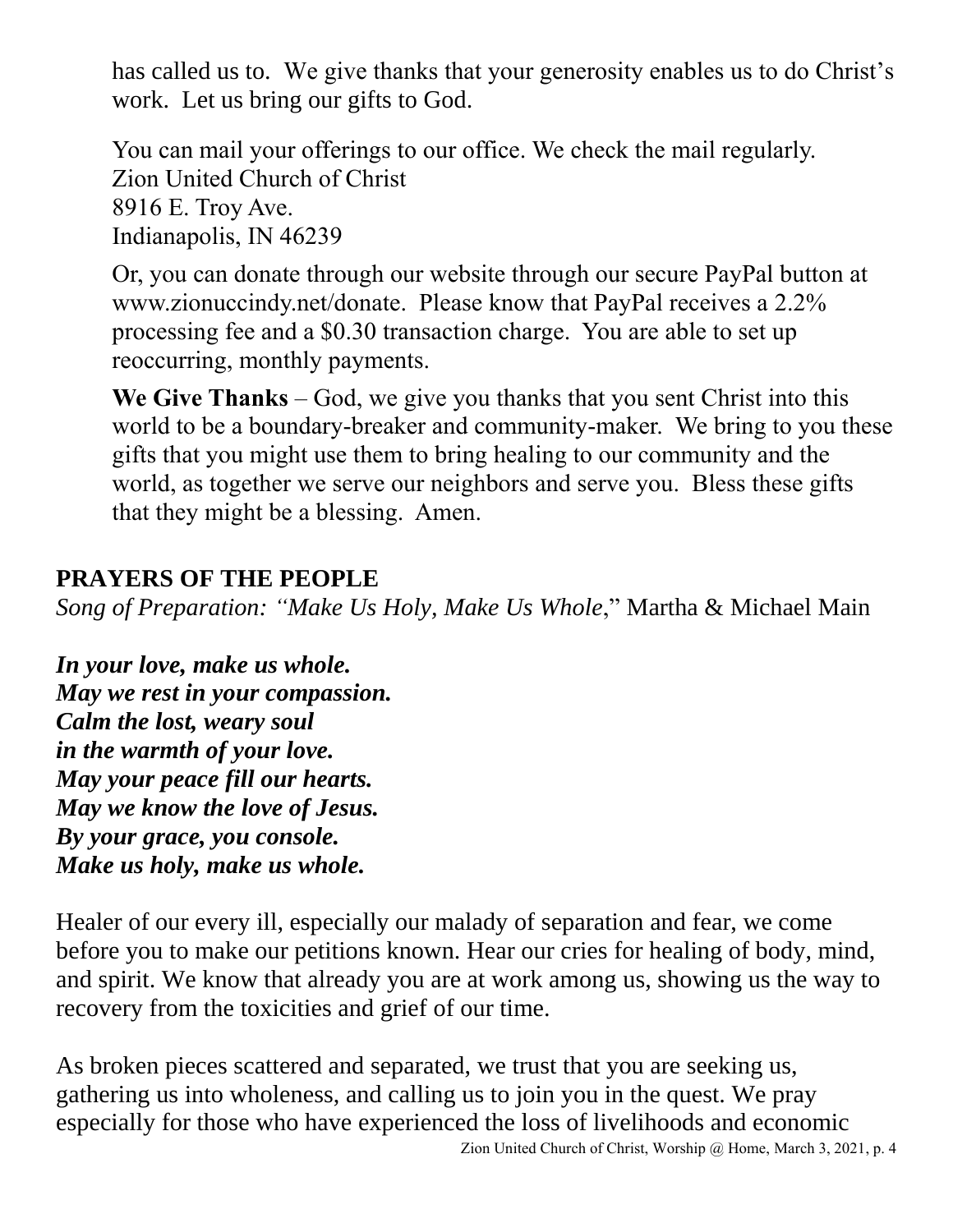has called us to. We give thanks that your generosity enables us to do Christ's work. Let us bring our gifts to God.

You can mail your offerings to our office. We check the mail regularly.
Zion United Church of Christ
8916 E. Troy Ave.
Indianapolis, IN 46239

Or, you can donate through our website through our secure PayPal button at www.zionuccindy.net/donate. Please know that PayPal receives a 2.2% processing fee and a $0.30 transaction charge. You are able to set up reoccurring, monthly payments.

**We Give Thanks** – God, we give you thanks that you sent Christ into this world to be a boundary-breaker and community-maker. We bring to you these gifts that you might use them to bring healing to our community and the world, as together we serve our neighbors and serve you. Bless these gifts that they might be a blessing. Amen.

## PRAYERS OF THE PEOPLE

*Song of Preparation: "Make Us Holy, Make Us Whole*," Martha & Michael Main

***In your love, make us whole.***
***May we rest in your compassion.***
***Calm the lost, weary soul***
***in the warmth of your love.***
***May your peace fill our hearts.***
***May we know the love of Jesus.***
***By your grace, you console.***
***Make us holy, make us whole.***

Healer of our every ill, especially our malady of separation and fear, we come before you to make our petitions known. Hear our cries for healing of body, mind, and spirit. We know that already you are at work among us, showing us the way to recovery from the toxicities and grief of our time.

As broken pieces scattered and separated, we trust that you are seeking us, gathering us into wholeness, and calling us to join you in the quest. We pray especially for those who have experienced the loss of livelihoods and economic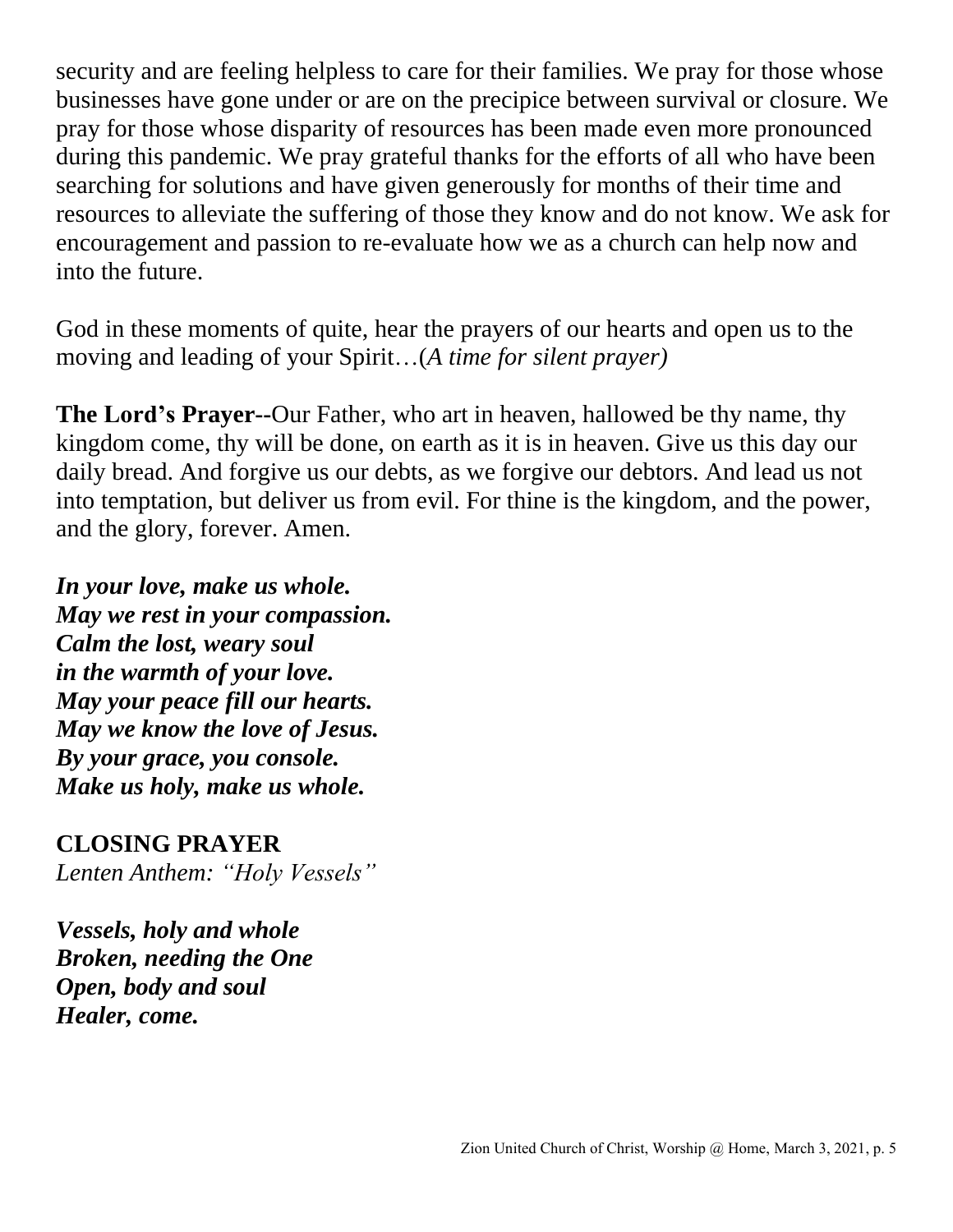security and are feeling helpless to care for their families. We pray for those whose businesses have gone under or are on the precipice between survival or closure. We pray for those whose disparity of resources has been made even more pronounced during this pandemic. We pray grateful thanks for the efforts of all who have been searching for solutions and have given generously for months of their time and resources to alleviate the suffering of those they know and do not know. We ask for encouragement and passion to re-evaluate how we as a church can help now and into the future.

God in these moments of quite, hear the prayers of our hearts and open us to the moving and leading of your Spirit…(*A time for silent prayer)*

**The Lord's Prayer--**Our Father, who art in heaven, hallowed be thy name, thy kingdom come, thy will be done, on earth as it is in heaven. Give us this day our daily bread. And forgive us our debts, as we forgive our debtors. And lead us not into temptation, but deliver us from evil. For thine is the kingdom, and the power, and the glory, forever. Amen.

***In your love, make us whole.***
***May we rest in your compassion.***
***Calm the lost, weary soul***
***in the warmth of your love.***
***May your peace fill our hearts.***
***May we know the love of Jesus.***
***By your grace, you console.***
***Make us holy, make us whole.***

**CLOSING PRAYER**
*Lenten Anthem: "Holy Vessels"*

***Vessels, holy and whole***
***Broken, needing the One***
***Open, body and soul***
***Healer, come.***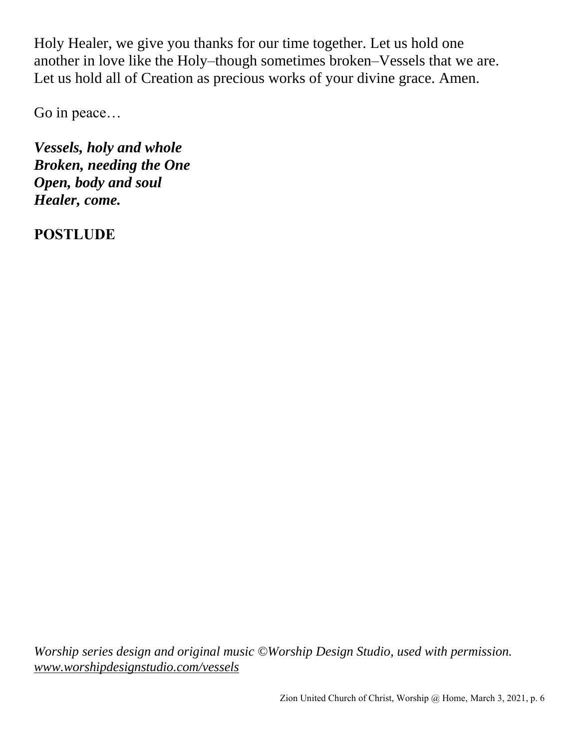Holy Healer, we give you thanks for our time together. Let us hold one another in love like the Holy–though sometimes broken–Vessels that we are. Let us hold all of Creation as precious works of your divine grace. Amen.

Go in peace…

***Vessels, holy and whole***
***Broken, needing the One***
***Open, body and soul***
***Healer, come.***

**POSTLUDE**

*Worship series design and original music ©Worship Design Studio, used with permission.* *www.worshipdesignstudio.com/vessels*